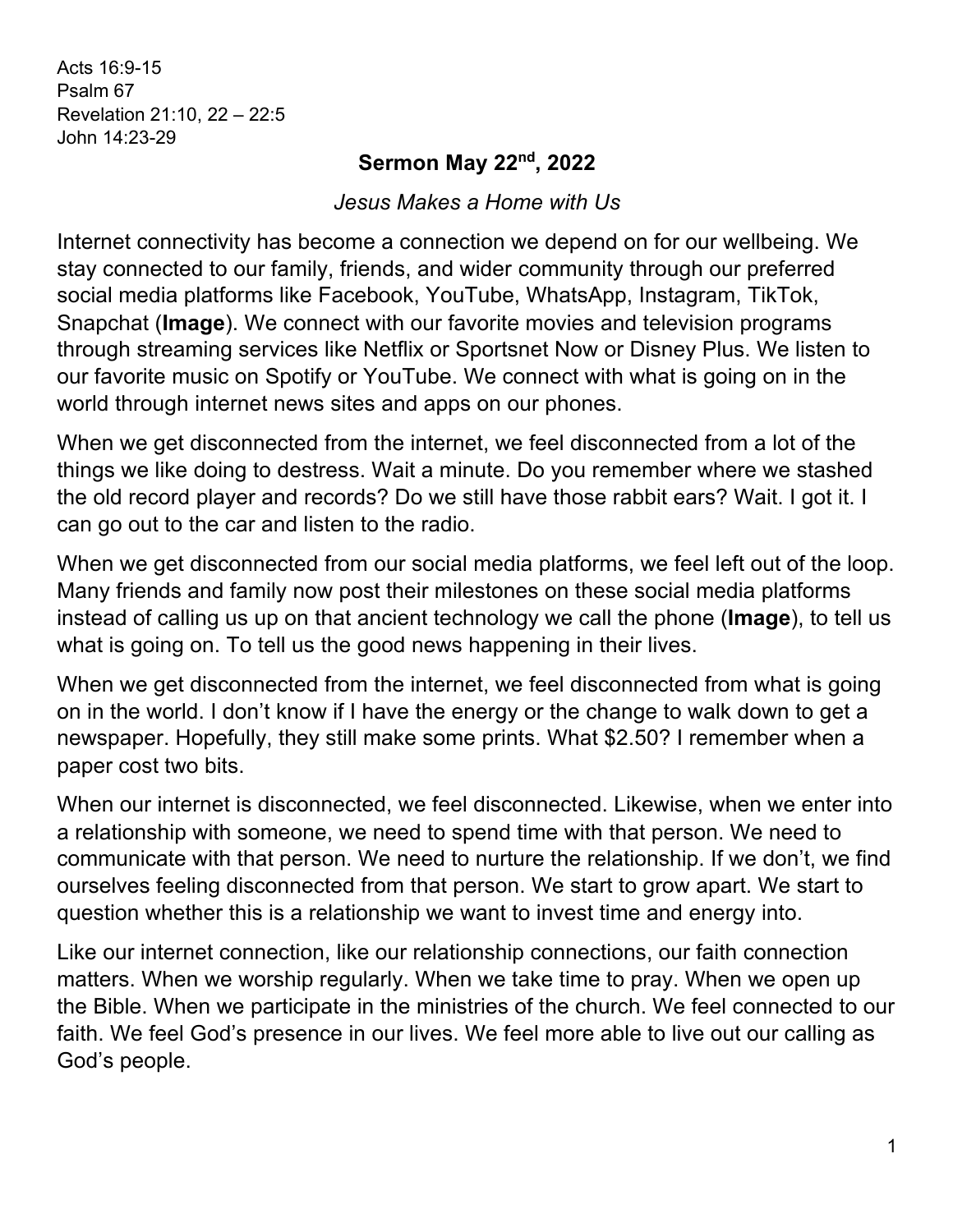Acts 16:9-15
Psalm 67
Revelation 21:10, 22 – 22:5
John 14:23-29

# Sermon May 22nd, 2022

*Jesus Makes a Home with Us*

Internet connectivity has become a connection we depend on for our wellbeing. We stay connected to our family, friends, and wider community through our preferred social media platforms like Facebook, YouTube, WhatsApp, Instagram, TikTok, Snapchat (**Image**). We connect with our favorite movies and television programs through streaming services like Netflix or Sportsnet Now or Disney Plus. We listen to our favorite music on Spotify or YouTube. We connect with what is going on in the world through internet news sites and apps on our phones.

When we get disconnected from the internet, we feel disconnected from a lot of the things we like doing to destress. Wait a minute. Do you remember where we stashed the old record player and records? Do we still have those rabbit ears? Wait. I got it. I can go out to the car and listen to the radio.

When we get disconnected from our social media platforms, we feel left out of the loop. Many friends and family now post their milestones on these social media platforms instead of calling us up on that ancient technology we call the phone (**Image**), to tell us what is going on. To tell us the good news happening in their lives.

When we get disconnected from the internet, we feel disconnected from what is going on in the world. I don't know if I have the energy or the change to walk down to get a newspaper. Hopefully, they still make some prints. What $2.50? I remember when a paper cost two bits.

When our internet is disconnected, we feel disconnected. Likewise, when we enter into a relationship with someone, we need to spend time with that person. We need to communicate with that person. We need to nurture the relationship. If we don't, we find ourselves feeling disconnected from that person. We start to grow apart. We start to question whether this is a relationship we want to invest time and energy into.

Like our internet connection, like our relationship connections, our faith connection matters. When we worship regularly. When we take time to pray. When we open up the Bible. When we participate in the ministries of the church. We feel connected to our faith. We feel God's presence in our lives. We feel more able to live out our calling as God's people.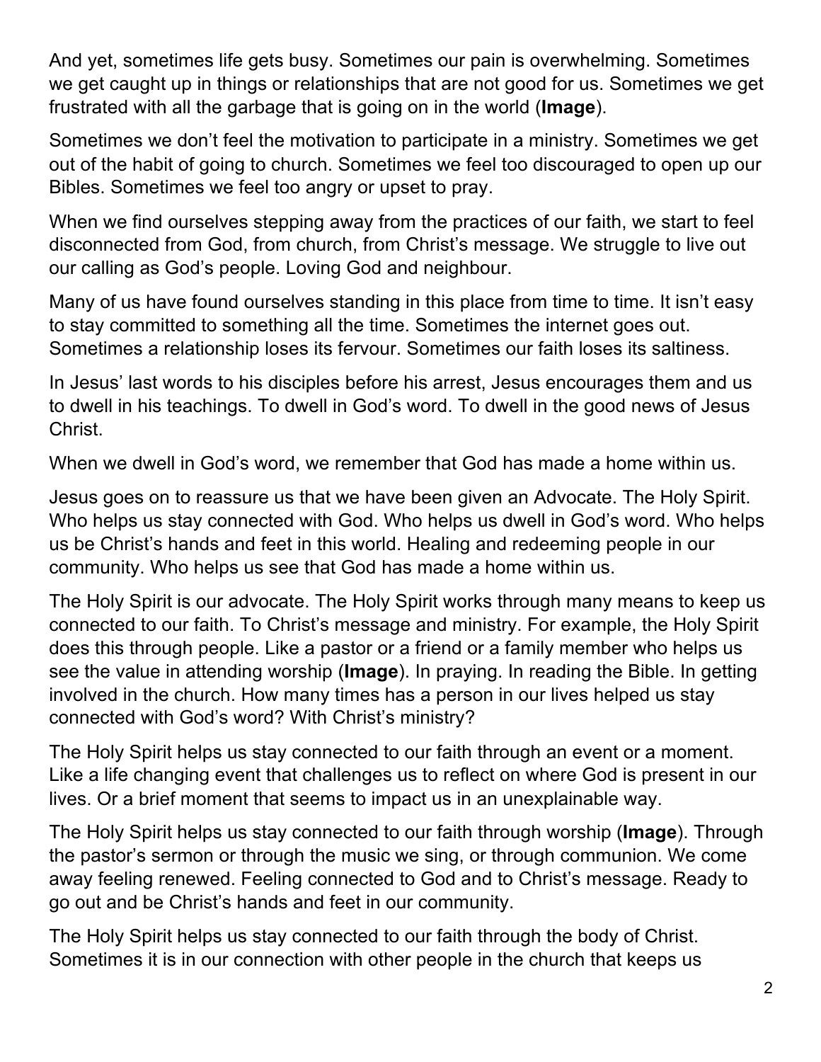And yet, sometimes life gets busy. Sometimes our pain is overwhelming. Sometimes we get caught up in things or relationships that are not good for us. Sometimes we get frustrated with all the garbage that is going on in the world (**Image**).

Sometimes we don't feel the motivation to participate in a ministry. Sometimes we get out of the habit of going to church. Sometimes we feel too discouraged to open up our Bibles. Sometimes we feel too angry or upset to pray.

When we find ourselves stepping away from the practices of our faith, we start to feel disconnected from God, from church, from Christ's message. We struggle to live out our calling as God's people. Loving God and neighbour.

Many of us have found ourselves standing in this place from time to time. It isn't easy to stay committed to something all the time. Sometimes the internet goes out. Sometimes a relationship loses its fervour. Sometimes our faith loses its saltiness.

In Jesus' last words to his disciples before his arrest, Jesus encourages them and us to dwell in his teachings. To dwell in God's word. To dwell in the good news of Jesus Christ.

When we dwell in God's word, we remember that God has made a home within us.

Jesus goes on to reassure us that we have been given an Advocate. The Holy Spirit. Who helps us stay connected with God. Who helps us dwell in God's word. Who helps us be Christ's hands and feet in this world. Healing and redeeming people in our community. Who helps us see that God has made a home within us.

The Holy Spirit is our advocate. The Holy Spirit works through many means to keep us connected to our faith. To Christ's message and ministry. For example, the Holy Spirit does this through people. Like a pastor or a friend or a family member who helps us see the value in attending worship (**Image**). In praying. In reading the Bible. In getting involved in the church. How many times has a person in our lives helped us stay connected with God's word? With Christ's ministry?

The Holy Spirit helps us stay connected to our faith through an event or a moment. Like a life changing event that challenges us to reflect on where God is present in our lives. Or a brief moment that seems to impact us in an unexplainable way.

The Holy Spirit helps us stay connected to our faith through worship (**Image**). Through the pastor's sermon or through the music we sing, or through communion. We come away feeling renewed. Feeling connected to God and to Christ's message. Ready to go out and be Christ's hands and feet in our community.

The Holy Spirit helps us stay connected to our faith through the body of Christ. Sometimes it is in our connection with other people in the church that keeps us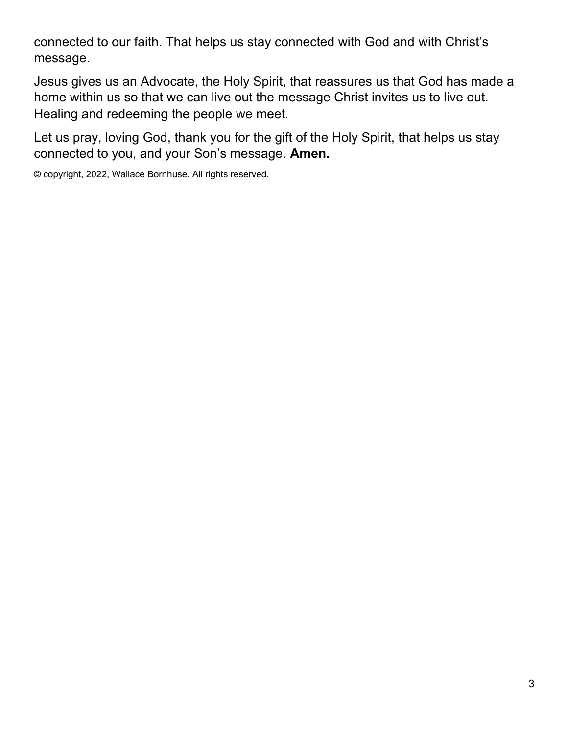connected to our faith. That helps us stay connected with God and with Christ's message.

Jesus gives us an Advocate, the Holy Spirit, that reassures us that God has made a home within us so that we can live out the message Christ invites us to live out. Healing and redeeming the people we meet.

Let us pray, loving God, thank you for the gift of the Holy Spirit, that helps us stay connected to you, and your Son's message. **Amen.**

© copyright, 2022, Wallace Bornhuse. All rights reserved.